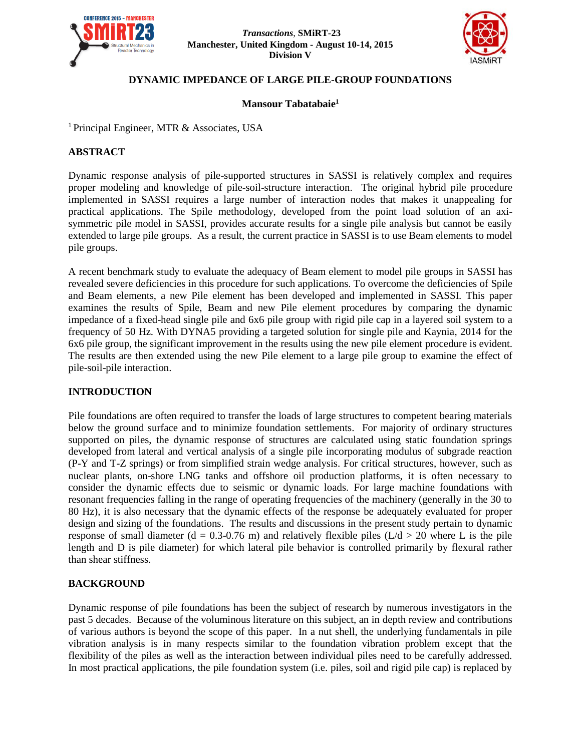*Transactions*, **SMiRT-23**
**Manchester, United Kingdom - August 10-14, 2015**
**Division V**

# DYNAMIC IMPEDANCE OF LARGE PILE-GROUP FOUNDATIONS

**Mansour Tabatabaie[1]**

[1] Principal Engineer, MTR & Associates, USA

## ABSTRACT

Dynamic response analysis of pile-supported structures in SASSI is relatively complex and requires proper modeling and knowledge of pile-soil-structure interaction. The original hybrid pile procedure implemented in SASSI requires a large number of interaction nodes that makes it unappealing for practical applications. The Spile methodology, developed from the point load solution of an axi-symmetric pile model in SASSI, provides accurate results for a single pile analysis but cannot be easily extended to large pile groups. As a result, the current practice in SASSI is to use Beam elements to model pile groups.

A recent benchmark study to evaluate the adequacy of Beam element to model pile groups in SASSI has revealed severe deficiencies in this procedure for such applications. To overcome the deficiencies of Spile and Beam elements, a new Pile element has been developed and implemented in SASSI. This paper examines the results of Spile, Beam and new Pile element procedures by comparing the dynamic impedance of a fixed-head single pile and 6x6 pile group with rigid pile cap in a layered soil system to a frequency of 50 Hz. With DYNA5 providing a targeted solution for single pile and Kaynia, 2014 for the 6x6 pile group, the significant improvement in the results using the new pile element procedure is evident. The results are then extended using the new Pile element to a large pile group to examine the effect of pile-soil-pile interaction.

## INTRODUCTION

Pile foundations are often required to transfer the loads of large structures to competent bearing materials below the ground surface and to minimize foundation settlements. For majority of ordinary structures supported on piles, the dynamic response of structures are calculated using static foundation springs developed from lateral and vertical analysis of a single pile incorporating modulus of subgrade reaction (P-Y and T-Z springs) or from simplified strain wedge analysis. For critical structures, however, such as nuclear plants, on-shore LNG tanks and offshore oil production platforms, it is often necessary to consider the dynamic effects due to seismic or dynamic loads. For large machine foundations with resonant frequencies falling in the range of operating frequencies of the machinery (generally in the 30 to 80 Hz), it is also necessary that the dynamic effects of the response be adequately evaluated for proper design and sizing of the foundations. The results and discussions in the present study pertain to dynamic response of small diameter (d = 0.3-0.76 m) and relatively flexible piles (L/d > 20 where L is the pile length and D is pile diameter) for which lateral pile behavior is controlled primarily by flexural rather than shear stiffness.

## BACKGROUND

Dynamic response of pile foundations has been the subject of research by numerous investigators in the past 5 decades. Because of the voluminous literature on this subject, an in depth review and contributions of various authors is beyond the scope of this paper. In a nut shell, the underlying fundamentals in pile vibration analysis is in many respects similar to the foundation vibration problem except that the flexibility of the piles as well as the interaction between individual piles need to be carefully addressed. In most practical applications, the pile foundation system (i.e. piles, soil and rigid pile cap) is replaced by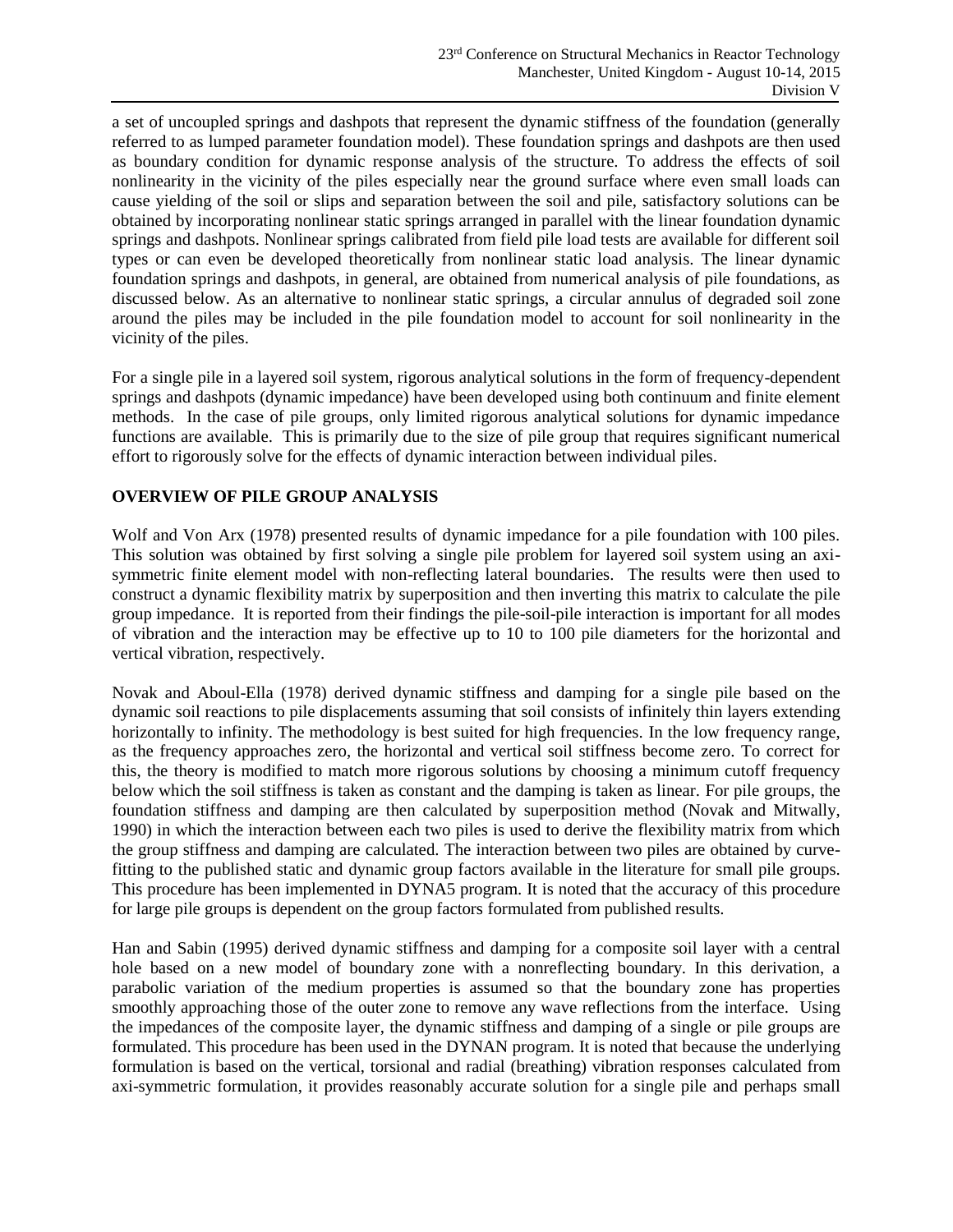a set of uncoupled springs and dashpots that represent the dynamic stiffness of the foundation (generally referred to as lumped parameter foundation model). These foundation springs and dashpots are then used as boundary condition for dynamic response analysis of the structure. To address the effects of soil nonlinearity in the vicinity of the piles especially near the ground surface where even small loads can cause yielding of the soil or slips and separation between the soil and pile, satisfactory solutions can be obtained by incorporating nonlinear static springs arranged in parallel with the linear foundation dynamic springs and dashpots. Nonlinear springs calibrated from field pile load tests are available for different soil types or can even be developed theoretically from nonlinear static load analysis. The linear dynamic foundation springs and dashpots, in general, are obtained from numerical analysis of pile foundations, as discussed below. As an alternative to nonlinear static springs, a circular annulus of degraded soil zone around the piles may be included in the pile foundation model to account for soil nonlinearity in the vicinity of the piles.

For a single pile in a layered soil system, rigorous analytical solutions in the form of frequency-dependent springs and dashpots (dynamic impedance) have been developed using both continuum and finite element methods. In the case of pile groups, only limited rigorous analytical solutions for dynamic impedance functions are available. This is primarily due to the size of pile group that requires significant numerical effort to rigorously solve for the effects of dynamic interaction between individual piles.

## OVERVIEW OF PILE GROUP ANALYSIS

Wolf and Von Arx (1978) presented results of dynamic impedance for a pile foundation with 100 piles. This solution was obtained by first solving a single pile problem for layered soil system using an axi-symmetric finite element model with non-reflecting lateral boundaries. The results were then used to construct a dynamic flexibility matrix by superposition and then inverting this matrix to calculate the pile group impedance. It is reported from their findings the pile-soil-pile interaction is important for all modes of vibration and the interaction may be effective up to 10 to 100 pile diameters for the horizontal and vertical vibration, respectively.

Novak and Aboul-Ella (1978) derived dynamic stiffness and damping for a single pile based on the dynamic soil reactions to pile displacements assuming that soil consists of infinitely thin layers extending horizontally to infinity. The methodology is best suited for high frequencies. In the low frequency range, as the frequency approaches zero, the horizontal and vertical soil stiffness become zero. To correct for this, the theory is modified to match more rigorous solutions by choosing a minimum cutoff frequency below which the soil stiffness is taken as constant and the damping is taken as linear. For pile groups, the foundation stiffness and damping are then calculated by superposition method (Novak and Mitwally, 1990) in which the interaction between each two piles is used to derive the flexibility matrix from which the group stiffness and damping are calculated. The interaction between two piles are obtained by curve-fitting to the published static and dynamic group factors available in the literature for small pile groups. This procedure has been implemented in DYNA5 program. It is noted that the accuracy of this procedure for large pile groups is dependent on the group factors formulated from published results.

Han and Sabin (1995) derived dynamic stiffness and damping for a composite soil layer with a central hole based on a new model of boundary zone with a nonreflecting boundary. In this derivation, a parabolic variation of the medium properties is assumed so that the boundary zone has properties smoothly approaching those of the outer zone to remove any wave reflections from the interface. Using the impedances of the composite layer, the dynamic stiffness and damping of a single or pile groups are formulated. This procedure has been used in the DYNAN program. It is noted that because the underlying formulation is based on the vertical, torsional and radial (breathing) vibration responses calculated from axi-symmetric formulation, it provides reasonably accurate solution for a single pile and perhaps small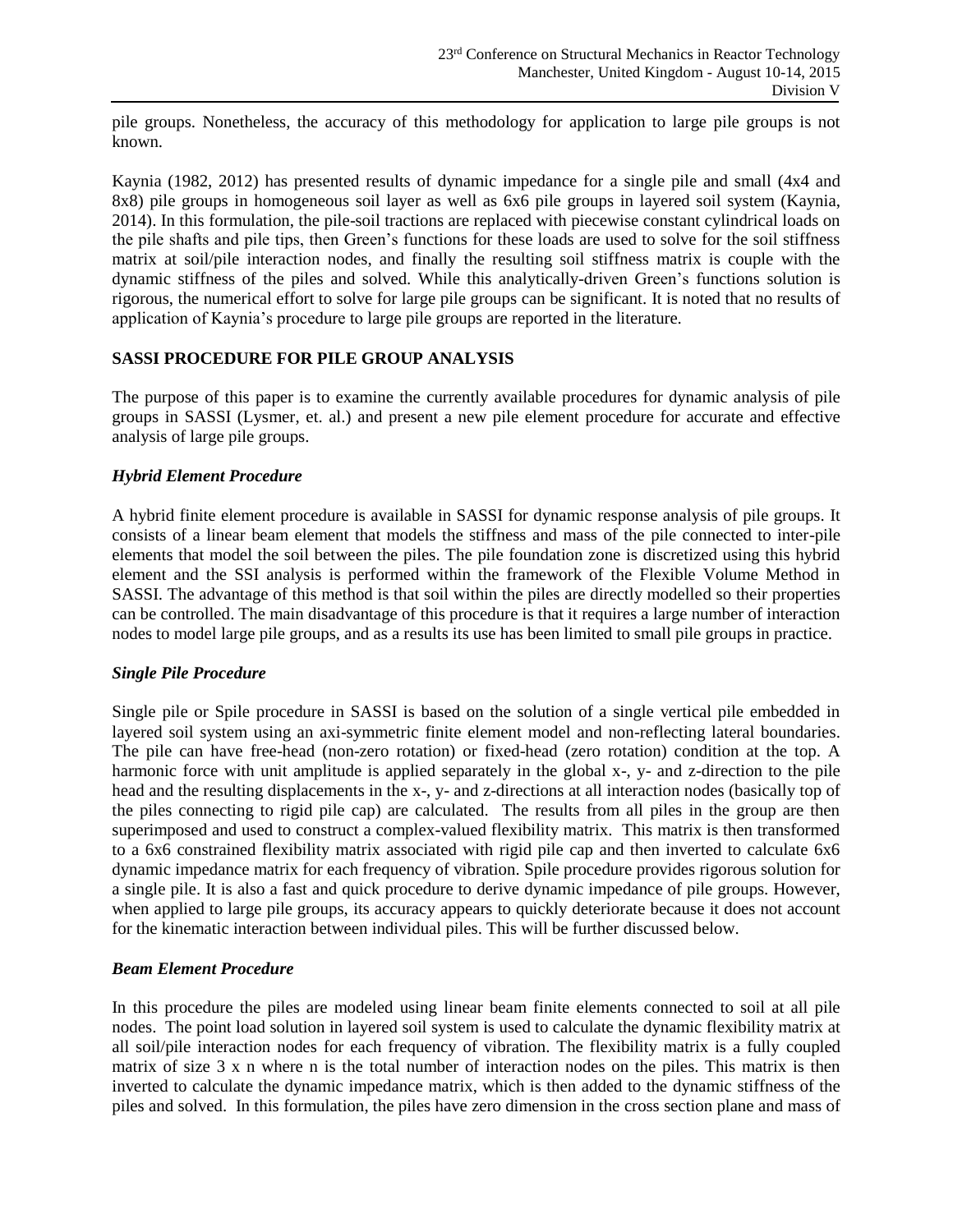pile groups. Nonetheless, the accuracy of this methodology for application to large pile groups is not known.

Kaynia (1982, 2012) has presented results of dynamic impedance for a single pile and small (4x4 and 8x8) pile groups in homogeneous soil layer as well as 6x6 pile groups in layered soil system (Kaynia, 2014). In this formulation, the pile-soil tractions are replaced with piecewise constant cylindrical loads on the pile shafts and pile tips, then Green's functions for these loads are used to solve for the soil stiffness matrix at soil/pile interaction nodes, and finally the resulting soil stiffness matrix is couple with the dynamic stiffness of the piles and solved. While this analytically-driven Green's functions solution is rigorous, the numerical effort to solve for large pile groups can be significant. It is noted that no results of application of Kaynia's procedure to large pile groups are reported in the literature.

## SASSI PROCEDURE FOR PILE GROUP ANALYSIS

The purpose of this paper is to examine the currently available procedures for dynamic analysis of pile groups in SASSI (Lysmer, et. al.) and present a new pile element procedure for accurate and effective analysis of large pile groups.

### *Hybrid Element Procedure*

A hybrid finite element procedure is available in SASSI for dynamic response analysis of pile groups. It consists of a linear beam element that models the stiffness and mass of the pile connected to inter-pile elements that model the soil between the piles. The pile foundation zone is discretized using this hybrid element and the SSI analysis is performed within the framework of the Flexible Volume Method in SASSI. The advantage of this method is that soil within the piles are directly modelled so their properties can be controlled. The main disadvantage of this procedure is that it requires a large number of interaction nodes to model large pile groups, and as a results its use has been limited to small pile groups in practice.

### *Single Pile Procedure*

Single pile or Spile procedure in SASSI is based on the solution of a single vertical pile embedded in layered soil system using an axi-symmetric finite element model and non-reflecting lateral boundaries. The pile can have free-head (non-zero rotation) or fixed-head (zero rotation) condition at the top. A harmonic force with unit amplitude is applied separately in the global x-, y- and z-direction to the pile head and the resulting displacements in the x-, y- and z-directions at all interaction nodes (basically top of the piles connecting to rigid pile cap) are calculated. The results from all piles in the group are then superimposed and used to construct a complex-valued flexibility matrix. This matrix is then transformed to a 6x6 constrained flexibility matrix associated with rigid pile cap and then inverted to calculate 6x6 dynamic impedance matrix for each frequency of vibration. Spile procedure provides rigorous solution for a single pile. It is also a fast and quick procedure to derive dynamic impedance of pile groups. However, when applied to large pile groups, its accuracy appears to quickly deteriorate because it does not account for the kinematic interaction between individual piles. This will be further discussed below.

### *Beam Element Procedure*

In this procedure the piles are modeled using linear beam finite elements connected to soil at all pile nodes. The point load solution in layered soil system is used to calculate the dynamic flexibility matrix at all soil/pile interaction nodes for each frequency of vibration. The flexibility matrix is a fully coupled matrix of size 3 x n where n is the total number of interaction nodes on the piles. This matrix is then inverted to calculate the dynamic impedance matrix, which is then added to the dynamic stiffness of the piles and solved. In this formulation, the piles have zero dimension in the cross section plane and mass of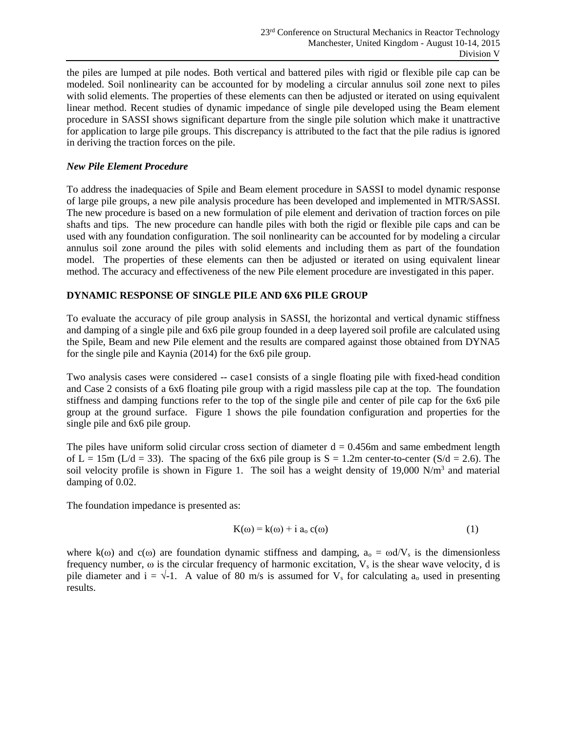the piles are lumped at pile nodes. Both vertical and battered piles with rigid or flexible pile cap can be modeled. Soil nonlinearity can be accounted for by modeling a circular annulus soil zone next to piles with solid elements. The properties of these elements can then be adjusted or iterated on using equivalent linear method. Recent studies of dynamic impedance of single pile developed using the Beam element procedure in SASSI shows significant departure from the single pile solution which make it unattractive for application to large pile groups. This discrepancy is attributed to the fact that the pile radius is ignored in deriving the traction forces on the pile.

### *New Pile Element Procedure*

To address the inadequacies of Spile and Beam element procedure in SASSI to model dynamic response of large pile groups, a new pile analysis procedure has been developed and implemented in MTR/SASSI. The new procedure is based on a new formulation of pile element and derivation of traction forces on pile shafts and tips. The new procedure can handle piles with both the rigid or flexible pile caps and can be used with any foundation configuration. The soil nonlinearity can be accounted for by modeling a circular annulus soil zone around the piles with solid elements and including them as part of the foundation model. The properties of these elements can then be adjusted or iterated on using equivalent linear method. The accuracy and effectiveness of the new Pile element procedure are investigated in this paper.

## DYNAMIC RESPONSE OF SINGLE PILE AND 6X6 PILE GROUP

To evaluate the accuracy of pile group analysis in SASSI, the horizontal and vertical dynamic stiffness and damping of a single pile and 6x6 pile group founded in a deep layered soil profile are calculated using the Spile, Beam and new Pile element and the results are compared against those obtained from DYNA5 for the single pile and Kaynia (2014) for the 6x6 pile group.

Two analysis cases were considered -- case1 consists of a single floating pile with fixed-head condition and Case 2 consists of a 6x6 floating pile group with a rigid massless pile cap at the top. The foundation stiffness and damping functions refer to the top of the single pile and center of pile cap for the 6x6 pile group at the ground surface. Figure 1 shows the pile foundation configuration and properties for the single pile and 6x6 pile group.

The piles have uniform solid circular cross section of diameter $d = 0.456$m and same embedment length of $L = 15$m ($L/d = 33$). The spacing of the 6x6 pile group is $S = 1.2$m center-to-center ($S/d = 2.6$). The soil velocity profile is shown in Figure 1. The soil has a weight density of 19,000 $N/m^3$ and material damping of 0.02.

The foundation impedance is presented as:

$$K(\omega) = k(\omega) + i\, a_o\, c(\omega) \qquad (1)$$

where $k(\omega)$ and $c(\omega)$ are foundation dynamic stiffness and damping, $a_o = \omega d/V_s$ is the dimensionless frequency number, $\omega$ is the circular frequency of harmonic excitation, $V_s$ is the shear wave velocity, d is pile diameter and $i = \sqrt{-1}$. A value of 80 m/s is assumed for $V_s$ for calculating $a_o$ used in presenting results.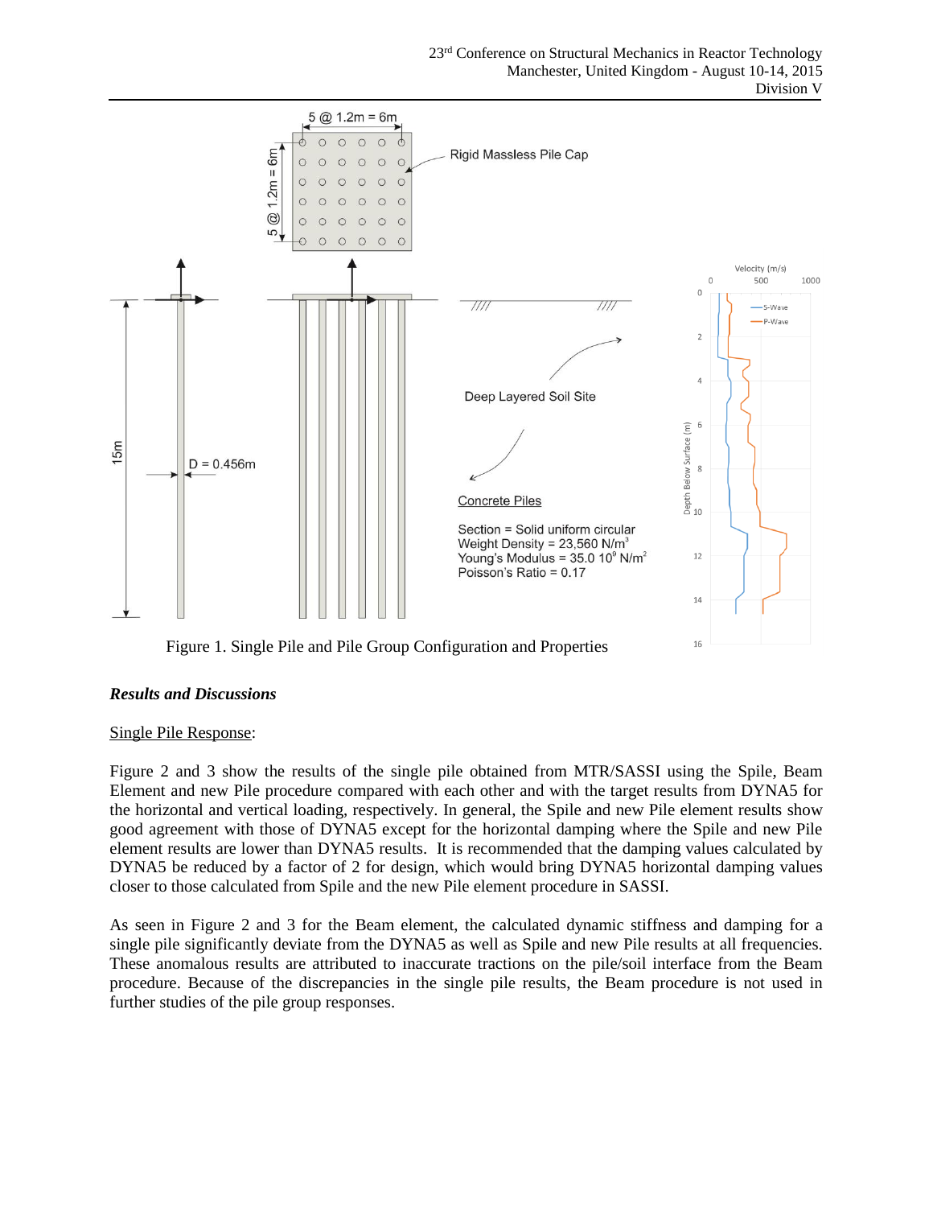Figure 1. Single Pile and Pile Group Configuration and Properties

### *Results and Discussions*

Single Pile Response:

Figure 2 and 3 show the results of the single pile obtained from MTR/SASSI using the Spile, Beam Element and new Pile procedure compared with each other and with the target results from DYNA5 for the horizontal and vertical loading, respectively. In general, the Spile and new Pile element results show good agreement with those of DYNA5 except for the horizontal damping where the Spile and new Pile element results are lower than DYNA5 results. It is recommended that the damping values calculated by DYNA5 be reduced by a factor of 2 for design, which would bring DYNA5 horizontal damping values closer to those calculated from Spile and the new Pile element procedure in SASSI.

As seen in Figure 2 and 3 for the Beam element, the calculated dynamic stiffness and damping for a single pile significantly deviate from the DYNA5 as well as Spile and new Pile results at all frequencies. These anomalous results are attributed to inaccurate tractions on the pile/soil interface from the Beam procedure. Because of the discrepancies in the single pile results, the Beam procedure is not used in further studies of the pile group responses.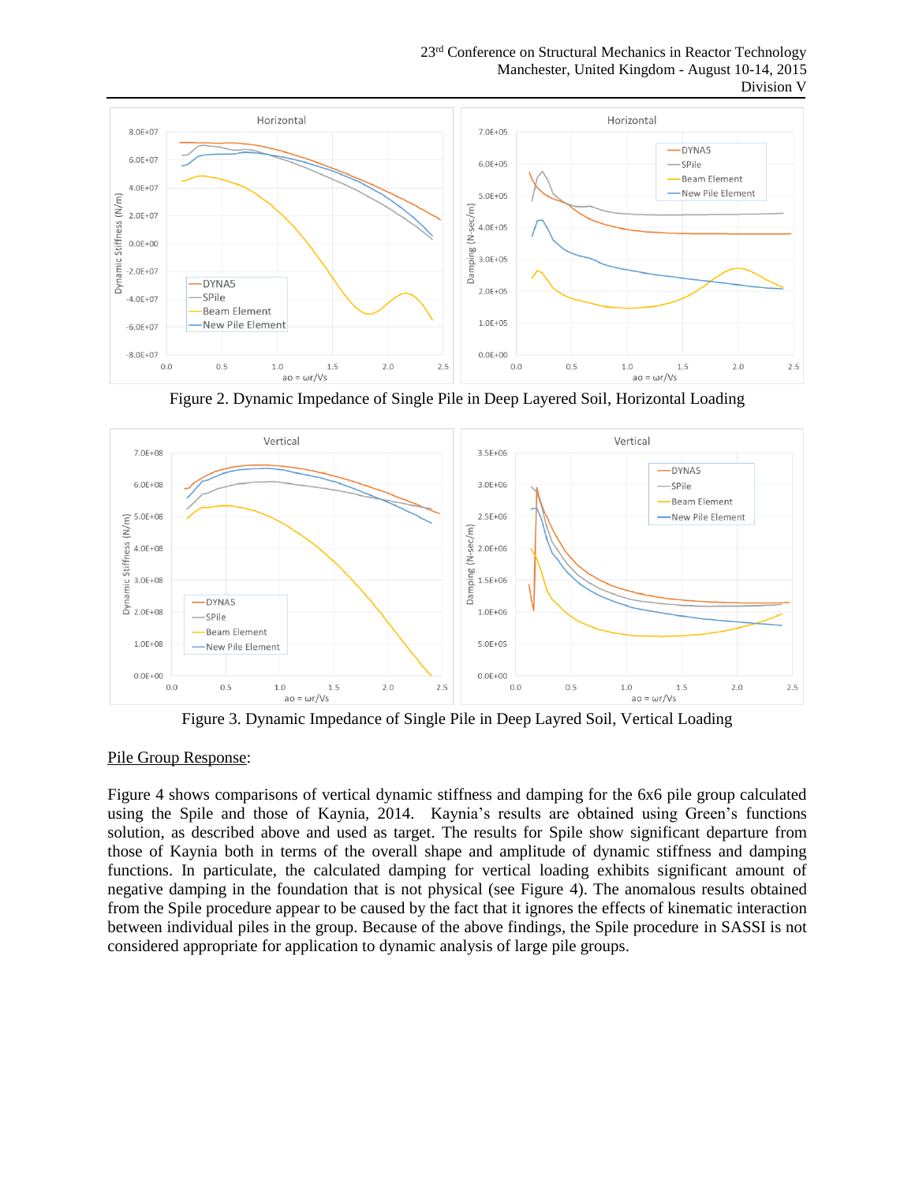Figure 2. Dynamic Impedance of Single Pile in Deep Layered Soil, Horizontal Loading

Figure 3. Dynamic Impedance of Single Pile in Deep Layred Soil, Vertical Loading

Pile Group Response:

Figure 4 shows comparisons of vertical dynamic stiffness and damping for the 6x6 pile group calculated using the Spile and those of Kaynia, 2014. Kaynia's results are obtained using Green's functions solution, as described above and used as target. The results for Spile show significant departure from those of Kaynia both in terms of the overall shape and amplitude of dynamic stiffness and damping functions. In particulate, the calculated damping for vertical loading exhibits significant amount of negative damping in the foundation that is not physical (see Figure 4). The anomalous results obtained from the Spile procedure appear to be caused by the fact that it ignores the effects of kinematic interaction between individual piles in the group. Because of the above findings, the Spile procedure in SASSI is not considered appropriate for application to dynamic analysis of large pile groups.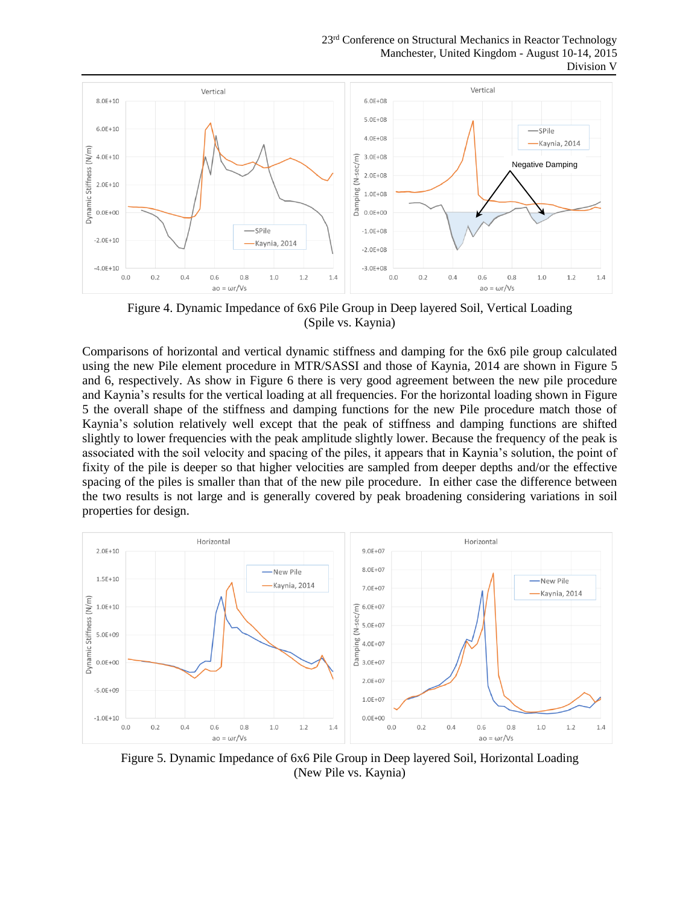Figure 4. Dynamic Impedance of 6x6 Pile Group in Deep layered Soil, Vertical Loading (Spile vs. Kaynia)

Comparisons of horizontal and vertical dynamic stiffness and damping for the 6x6 pile group calculated using the new Pile element procedure in MTR/SASSI and those of Kaynia, 2014 are shown in Figure 5 and 6, respectively. As show in Figure 6 there is very good agreement between the new pile procedure and Kaynia's results for the vertical loading at all frequencies. For the horizontal loading shown in Figure 5 the overall shape of the stiffness and damping functions for the new Pile procedure match those of Kaynia's solution relatively well except that the peak of stiffness and damping functions are shifted slightly to lower frequencies with the peak amplitude slightly lower. Because the frequency of the peak is associated with the soil velocity and spacing of the piles, it appears that in Kaynia's solution, the point of fixity of the pile is deeper so that higher velocities are sampled from deeper depths and/or the effective spacing of the piles is smaller than that of the new pile procedure. In either case the difference between the two results is not large and is generally covered by peak broadening considering variations in soil properties for design.

Figure 5. Dynamic Impedance of 6x6 Pile Group in Deep layered Soil, Horizontal Loading (New Pile vs. Kaynia)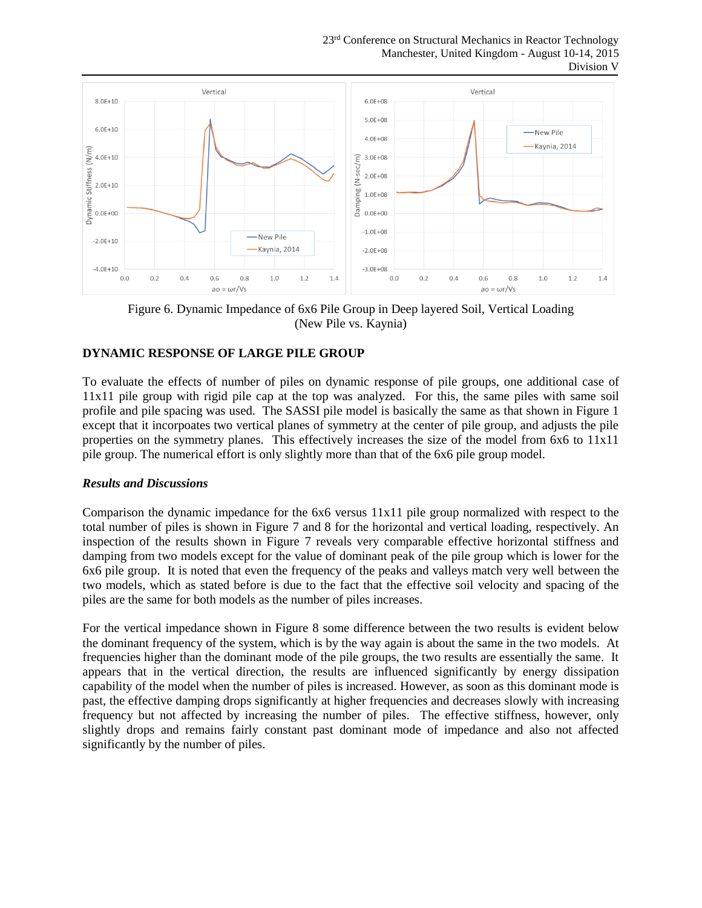Figure 6. Dynamic Impedance of 6x6 Pile Group in Deep layered Soil, Vertical Loading (New Pile vs. Kaynia)

## DYNAMIC RESPONSE OF LARGE PILE GROUP

To evaluate the effects of number of piles on dynamic response of pile groups, one additional case of 11x11 pile group with rigid pile cap at the top was analyzed. For this, the same piles with same soil profile and pile spacing was used. The SASSI pile model is basically the same as that shown in Figure 1 except that it incorpoates two vertical planes of symmetry at the center of pile group, and adjusts the pile properties on the symmetry planes. This effectively increases the size of the model from 6x6 to 11x11 pile group. The numerical effort is only slightly more than that of the 6x6 pile group model.

### *Results and Discussions*

Comparison the dynamic impedance for the 6x6 versus 11x11 pile group normalized with respect to the total number of piles is shown in Figure 7 and 8 for the horizontal and vertical loading, respectively. An inspection of the results shown in Figure 7 reveals very comparable effective horizontal stiffness and damping from two models except for the value of dominant peak of the pile group which is lower for the 6x6 pile group. It is noted that even the frequency of the peaks and valleys match very well between the two models, which as stated before is due to the fact that the effective soil velocity and spacing of the piles are the same for both models as the number of piles increases.

For the vertical impedance shown in Figure 8 some difference between the two results is evident below the dominant frequency of the system, which is by the way again is about the same in the two models. At frequencies higher than the dominant mode of the pile groups, the two results are essentially the same. It appears that in the vertical direction, the results are influenced significantly by energy dissipation capability of the model when the number of piles is increased. However, as soon as this dominant mode is past, the effective damping drops significantly at higher frequencies and decreases slowly with increasing frequency but not affected by increasing the number of piles. The effective stiffness, however, only slightly drops and remains fairly constant past dominant mode of impedance and also not affected significantly by the number of piles.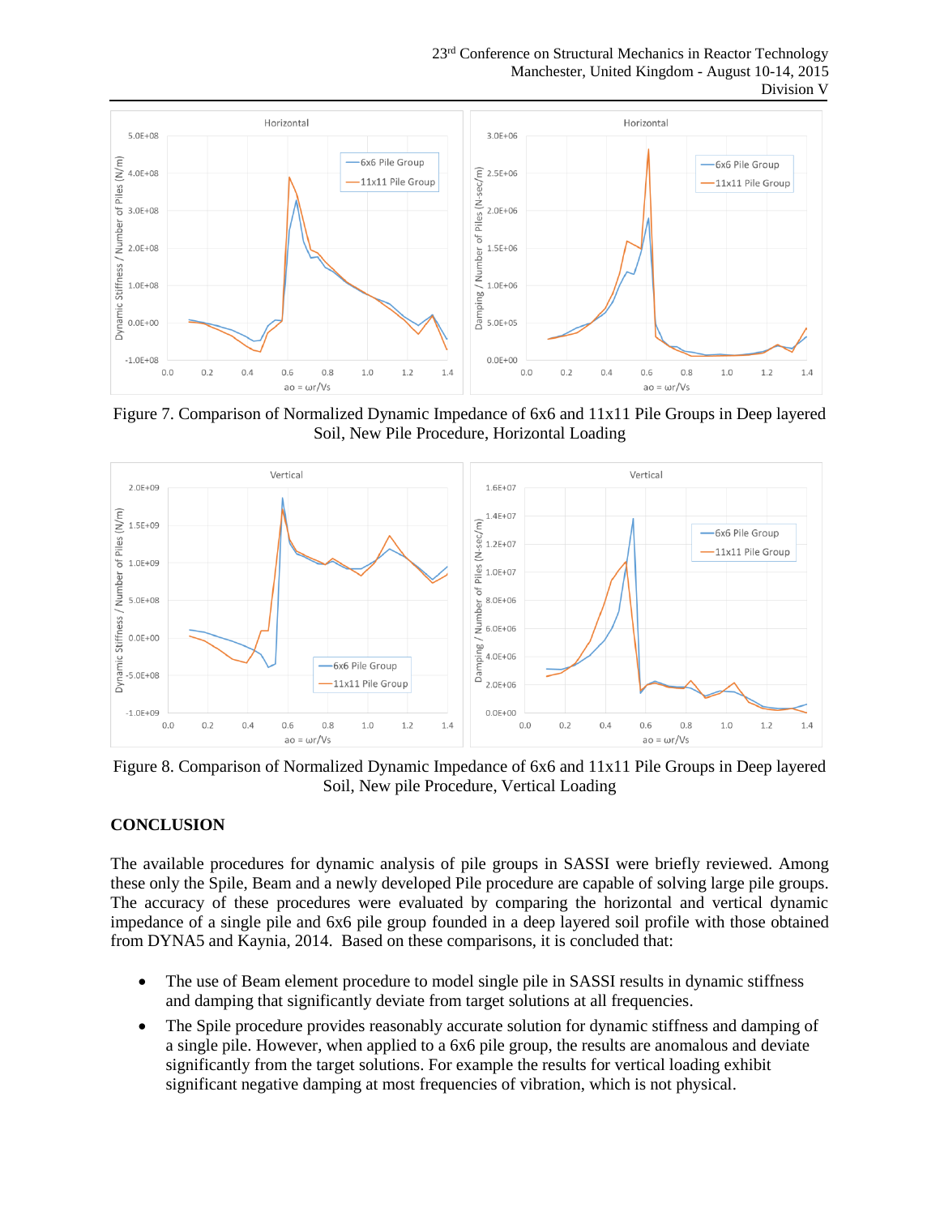Figure 7. Comparison of Normalized Dynamic Impedance of 6x6 and 11x11 Pile Groups in Deep layered Soil, New Pile Procedure, Horizontal Loading

Figure 8. Comparison of Normalized Dynamic Impedance of 6x6 and 11x11 Pile Groups in Deep layered Soil, New pile Procedure, Vertical Loading

## CONCLUSION

The available procedures for dynamic analysis of pile groups in SASSI were briefly reviewed. Among these only the Spile, Beam and a newly developed Pile procedure are capable of solving large pile groups. The accuracy of these procedures were evaluated by comparing the horizontal and vertical dynamic impedance of a single pile and 6x6 pile group founded in a deep layered soil profile with those obtained from DYNA5 and Kaynia, 2014. Based on these comparisons, it is concluded that:

- The use of Beam element procedure to model single pile in SASSI results in dynamic stiffness and damping that significantly deviate from target solutions at all frequencies.
- The Spile procedure provides reasonably accurate solution for dynamic stiffness and damping of a single pile. However, when applied to a 6x6 pile group, the results are anomalous and deviate significantly from the target solutions. For example the results for vertical loading exhibit significant negative damping at most frequencies of vibration, which is not physical.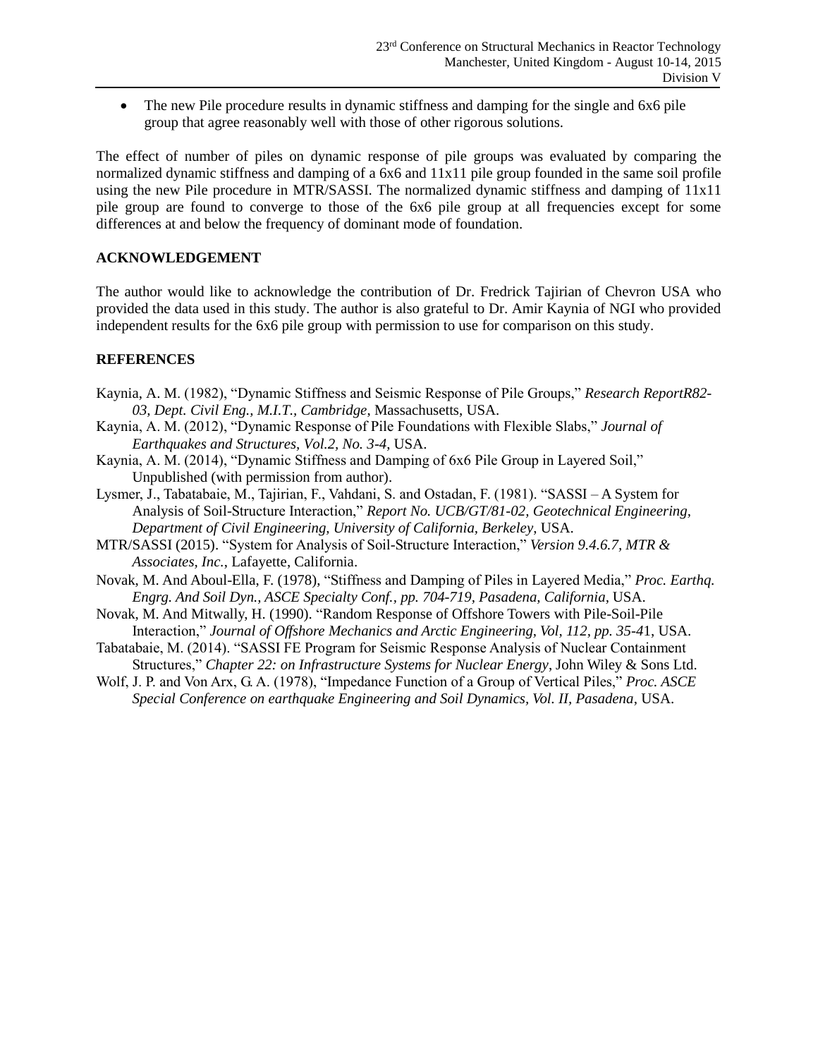- The new Pile procedure results in dynamic stiffness and damping for the single and 6x6 pile group that agree reasonably well with those of other rigorous solutions.

The effect of number of piles on dynamic response of pile groups was evaluated by comparing the normalized dynamic stiffness and damping of a 6x6 and 11x11 pile group founded in the same soil profile using the new Pile procedure in MTR/SASSI. The normalized dynamic stiffness and damping of 11x11 pile group are found to converge to those of the 6x6 pile group at all frequencies except for some differences at and below the frequency of dominant mode of foundation.

## ACKNOWLEDGEMENT

The author would like to acknowledge the contribution of Dr. Fredrick Tajirian of Chevron USA who provided the data used in this study. The author is also grateful to Dr. Amir Kaynia of NGI who provided independent results for the 6x6 pile group with permission to use for comparison on this study.

## REFERENCES

Kaynia, A. M. (1982), "Dynamic Stiffness and Seismic Response of Pile Groups," *Research ReportR82-03, Dept. Civil Eng., M.I.T., Cambridge*, Massachusetts, USA.

Kaynia, A. M. (2012), "Dynamic Response of Pile Foundations with Flexible Slabs," *Journal of Earthquakes and Structures, Vol.2, No. 3-4,* USA.

Kaynia, A. M. (2014), "Dynamic Stiffness and Damping of 6x6 Pile Group in Layered Soil," Unpublished (with permission from author).

Lysmer, J., Tabatabaie, M., Tajirian, F., Vahdani, S. and Ostadan, F. (1981). "SASSI – A System for Analysis of Soil-Structure Interaction," *Report No. UCB/GT/81-02, Geotechnical Engineering, Department of Civil Engineering, University of California, Berkeley*, USA.

MTR/SASSI (2015). "System for Analysis of Soil-Structure Interaction," *Version 9.4.6.7, MTR & Associates, Inc.*, Lafayette, California.

Novak, M. And Aboul-Ella, F. (1978), "Stiffness and Damping of Piles in Layered Media," *Proc. Earthq. Engrg. And Soil Dyn., ASCE Specialty Conf., pp. 704-719, Pasadena, California*, USA.

Novak, M. And Mitwally, H. (1990). "Random Response of Offshore Towers with Pile-Soil-Pile Interaction," *Journal of Offshore Mechanics and Arctic Engineering, Vol, 112, pp. 35-4*1, USA.

Tabatabaie, M. (2014). "SASSI FE Program for Seismic Response Analysis of Nuclear Containment Structures," *Chapter 22: on Infrastructure Systems for Nuclear Energy*, John Wiley & Sons Ltd.

Wolf, J. P. and Von Arx, G. A. (1978), "Impedance Function of a Group of Vertical Piles," *Proc. ASCE Special Conference on earthquake Engineering and Soil Dynamics, Vol. II, Pasadena*, USA.